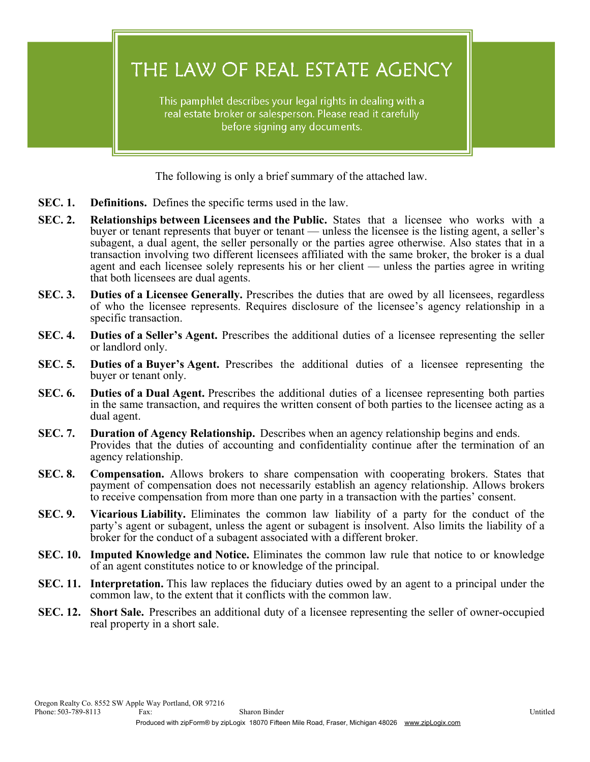# THE LAW OF REAL ESTATE AGENCY

This pamphlet describes your legal rights in dealing with a real estate broker or salesperson. Please read it carefully before signing any documents.

The following is only a brief summary of the attached law.

**SEC. 1. Definitions.** Defines the specific terms used in the law.

**SEC. 2. Relationships between Licensees and the Public.** States that a licensee who works with a buyer or tenant represents that buyer or tenant — unless the licensee is the listing agent, a seller's subagent, a dual agent, the seller personally or the parties agree otherwise. Also states that in a transaction involving two different licensees affiliated with the same broker, the broker is a dual agent and each licensee solely represents his or her client — unless the parties agree in writing that both licensees are dual agents.

**SEC. 3. Duties of a Licensee Generally.** Prescribes the duties that are owed by all licensees, regardless of who the licensee represents. Requires disclosure of the licensee's agency relationship in a specific transaction.

**SEC. 4. Duties of a Seller's Agent.** Prescribes the additional duties of a licensee representing the seller or landlord only.

**SEC. 5. Duties of a Buyer's Agent.** Prescribes the additional duties of a licensee representing the buyer or tenant only.

**SEC. 6. Duties of a Dual Agent.** Prescribes the additional duties of a licensee representing both parties in the same transaction, and requires the written consent of both parties to the licensee acting as a dual agent.

**SEC. 7. Duration of Agency Relationship.** Describes when an agency relationship begins and ends. Provides that the duties of accounting and confidentiality continue after the termination of an agency relationship.

**SEC. 8. Compensation.** Allows brokers to share compensation with cooperating brokers. States that payment of compensation does not necessarily establish an agency relationship. Allows brokers to receive compensation from more than one party in a transaction with the parties' consent.

**SEC. 9. Vicarious Liability.** Eliminates the common law liability of a party for the conduct of the party's agent or subagent, unless the agent or subagent is insolvent. Also limits the liability of a broker for the conduct of a subagent associated with a different broker.

**SEC. 10. Imputed Knowledge and Notice.** Eliminates the common law rule that notice to or knowledge of an agent constitutes notice to or knowledge of the principal.

**SEC. 11. Interpretation.** This law replaces the fiduciary duties owed by an agent to a principal under the common law, to the extent that it conflicts with the common law.

**SEC. 12. Short Sale.** Prescribes an additional duty of a licensee representing the seller of owner-occupied real property in a short sale.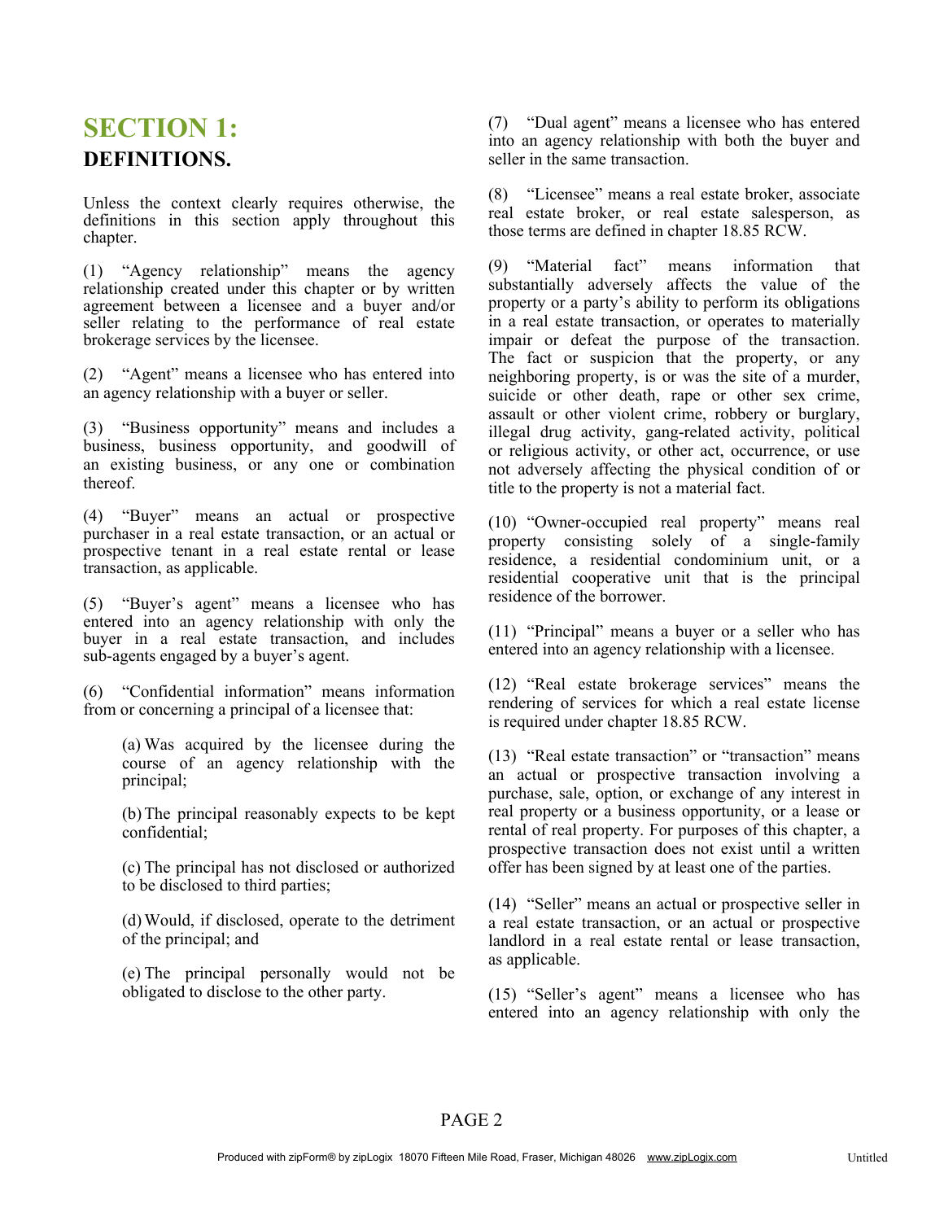# SECTION 1:

## DEFINITIONS.

Unless the context clearly requires otherwise, the definitions in this section apply throughout this chapter.

(1) "Agency relationship" means the agency relationship created under this chapter or by written agreement between a licensee and a buyer and/or seller relating to the performance of real estate brokerage services by the licensee.

(2) "Agent" means a licensee who has entered into an agency relationship with a buyer or seller.

(3) "Business opportunity" means and includes a business, business opportunity, and goodwill of an existing business, or any one or combination thereof.

(4) "Buyer" means an actual or prospective purchaser in a real estate transaction, or an actual or prospective tenant in a real estate rental or lease transaction, as applicable.

(5) "Buyer's agent" means a licensee who has entered into an agency relationship with only the buyer in a real estate transaction, and includes sub-agents engaged by a buyer's agent.

(6) "Confidential information" means information from or concerning a principal of a licensee that:

> (a) Was acquired by the licensee during the course of an agency relationship with the principal;
>
> (b) The principal reasonably expects to be kept confidential;
>
> (c) The principal has not disclosed or authorized to be disclosed to third parties;
>
> (d) Would, if disclosed, operate to the detriment of the principal; and
>
> (e) The principal personally would not be obligated to disclose to the other party.

(7) "Dual agent" means a licensee who has entered into an agency relationship with both the buyer and seller in the same transaction.

(8) "Licensee" means a real estate broker, associate real estate broker, or real estate salesperson, as those terms are defined in chapter 18.85 RCW.

(9) "Material fact" means information that substantially adversely affects the value of the property or a party's ability to perform its obligations in a real estate transaction, or operates to materially impair or defeat the purpose of the transaction. The fact or suspicion that the property, or any neighboring property, is or was the site of a murder, suicide or other death, rape or other sex crime, assault or other violent crime, robbery or burglary, illegal drug activity, gang-related activity, political or religious activity, or other act, occurrence, or use not adversely affecting the physical condition of or title to the property is not a material fact.

(10) "Owner-occupied real property" means real property consisting solely of a single-family residence, a residential condominium unit, or a residential cooperative unit that is the principal residence of the borrower.

(11) "Principal" means a buyer or a seller who has entered into an agency relationship with a licensee.

(12) "Real estate brokerage services" means the rendering of services for which a real estate license is required under chapter 18.85 RCW.

(13) "Real estate transaction" or "transaction" means an actual or prospective transaction involving a purchase, sale, option, or exchange of any interest in real property or a business opportunity, or a lease or rental of real property. For purposes of this chapter, a prospective transaction does not exist until a written offer has been signed by at least one of the parties.

(14) "Seller" means an actual or prospective seller in a real estate transaction, or an actual or prospective landlord in a real estate rental or lease transaction, as applicable.

(15) "Seller's agent" means a licensee who has entered into an agency relationship with only the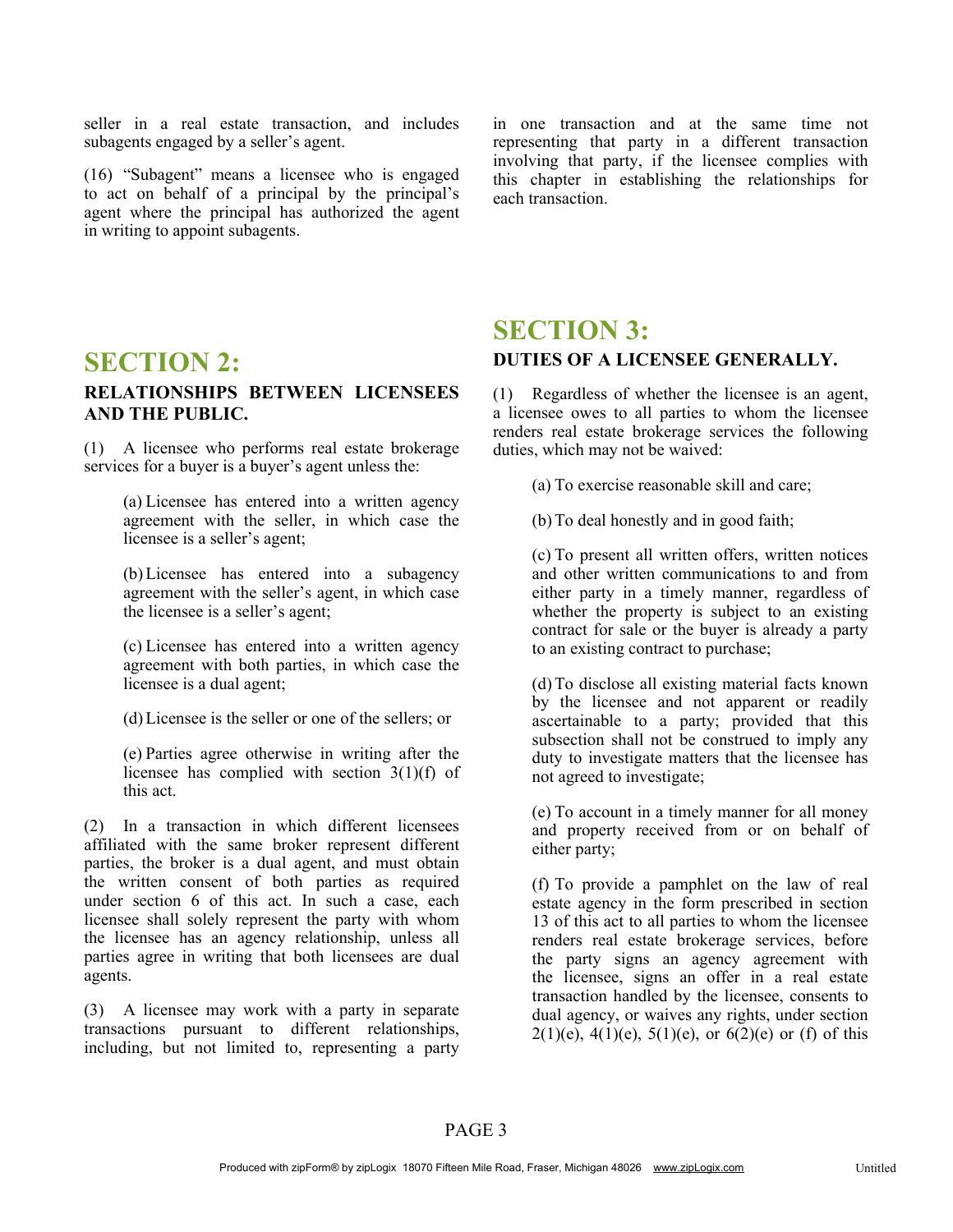seller in a real estate transaction, and includes subagents engaged by a seller's agent.

(16) "Subagent" means a licensee who is engaged to act on behalf of a principal by the principal's agent where the principal has authorized the agent in writing to appoint subagents.

## SECTION 2:

### RELATIONSHIPS BETWEEN LICENSEES AND THE PUBLIC.

(1) A licensee who performs real estate brokerage services for a buyer is a buyer's agent unless the:

(a) Licensee has entered into a written agency agreement with the seller, in which case the licensee is a seller's agent;

(b) Licensee has entered into a subagency agreement with the seller's agent, in which case the licensee is a seller's agent;

(c) Licensee has entered into a written agency agreement with both parties, in which case the licensee is a dual agent;

(d) Licensee is the seller or one of the sellers; or

(e) Parties agree otherwise in writing after the licensee has complied with section 3(1)(f) of this act.

(2) In a transaction in which different licensees affiliated with the same broker represent different parties, the broker is a dual agent, and must obtain the written consent of both parties as required under section 6 of this act. In such a case, each licensee shall solely represent the party with whom the licensee has an agency relationship, unless all parties agree in writing that both licensees are dual agents.

(3) A licensee may work with a party in separate transactions pursuant to different relationships, including, but not limited to, representing a party in one transaction and at the same time not representing that party in a different transaction involving that party, if the licensee complies with this chapter in establishing the relationships for each transaction.

## SECTION 3:

### DUTIES OF A LICENSEE GENERALLY.

(1) Regardless of whether the licensee is an agent, a licensee owes to all parties to whom the licensee renders real estate brokerage services the following duties, which may not be waived:

(a) To exercise reasonable skill and care;

(b) To deal honestly and in good faith;

(c) To present all written offers, written notices and other written communications to and from either party in a timely manner, regardless of whether the property is subject to an existing contract for sale or the buyer is already a party to an existing contract to purchase;

(d) To disclose all existing material facts known by the licensee and not apparent or readily ascertainable to a party; provided that this subsection shall not be construed to imply any duty to investigate matters that the licensee has not agreed to investigate;

(e) To account in a timely manner for all money and property received from or on behalf of either party;

(f) To provide a pamphlet on the law of real estate agency in the form prescribed in section 13 of this act to all parties to whom the licensee renders real estate brokerage services, before the party signs an agency agreement with the licensee, signs an offer in a real estate transaction handled by the licensee, consents to dual agency, or waives any rights, under section 2(1)(e), 4(1)(e), 5(1)(e), or 6(2)(e) or (f) of this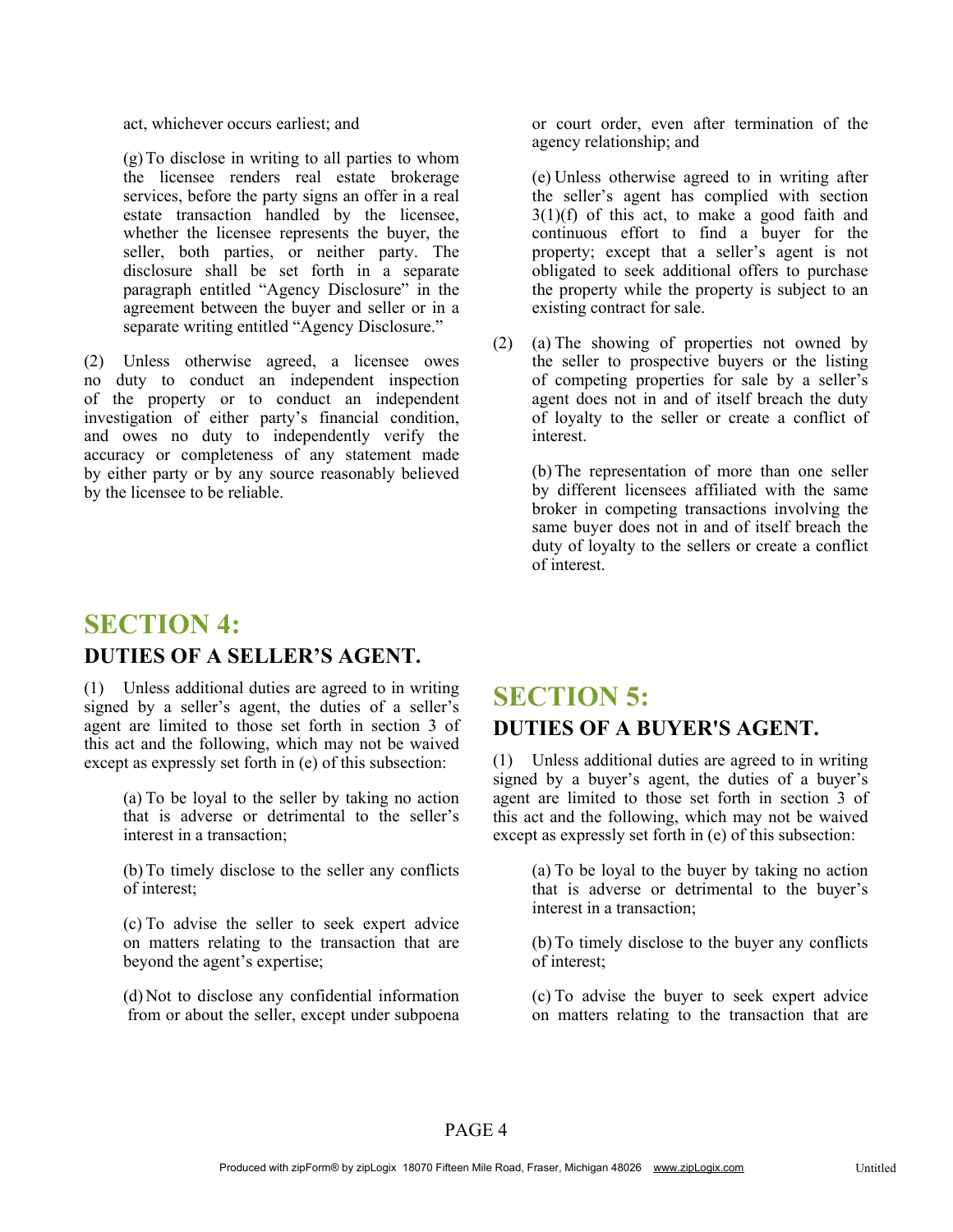act, whichever occurs earliest; and

(g) To disclose in writing to all parties to whom the licensee renders real estate brokerage services, before the party signs an offer in a real estate transaction handled by the licensee, whether the licensee represents the buyer, the seller, both parties, or neither party. The disclosure shall be set forth in a separate paragraph entitled "Agency Disclosure" in the agreement between the buyer and seller or in a separate writing entitled "Agency Disclosure."

(2) Unless otherwise agreed, a licensee owes no duty to conduct an independent inspection of the property or to conduct an independent investigation of either party's financial condition, and owes no duty to independently verify the accuracy or completeness of any statement made by either party or by any source reasonably believed by the licensee to be reliable.

## SECTION 4:
### DUTIES OF A SELLER'S AGENT.

(1) Unless additional duties are agreed to in writing signed by a seller's agent, the duties of a seller's agent are limited to those set forth in section 3 of this act and the following, which may not be waived except as expressly set forth in (e) of this subsection:

(a) To be loyal to the seller by taking no action that is adverse or detrimental to the seller's interest in a transaction;

(b) To timely disclose to the seller any conflicts of interest;

(c) To advise the seller to seek expert advice on matters relating to the transaction that are beyond the agent's expertise;

(d) Not to disclose any confidential information from or about the seller, except under subpoena or court order, even after termination of the agency relationship; and

(e) Unless otherwise agreed to in writing after the seller's agent has complied with section 3(1)(f) of this act, to make a good faith and continuous effort to find a buyer for the property; except that a seller's agent is not obligated to seek additional offers to purchase the property while the property is subject to an existing contract for sale.

(2) (a) The showing of properties not owned by the seller to prospective buyers or the listing of competing properties for sale by a seller's agent does not in and of itself breach the duty of loyalty to the seller or create a conflict of interest.

(b) The representation of more than one seller by different licensees affiliated with the same broker in competing transactions involving the same buyer does not in and of itself breach the duty of loyalty to the sellers or create a conflict of interest.

## SECTION 5:
### DUTIES OF A BUYER'S AGENT.

(1) Unless additional duties are agreed to in writing signed by a buyer's agent, the duties of a buyer's agent are limited to those set forth in section 3 of this act and the following, which may not be waived except as expressly set forth in (e) of this subsection:

(a) To be loyal to the buyer by taking no action that is adverse or detrimental to the buyer's interest in a transaction;

(b) To timely disclose to the buyer any conflicts of interest;

(c) To advise the buyer to seek expert advice on matters relating to the transaction that are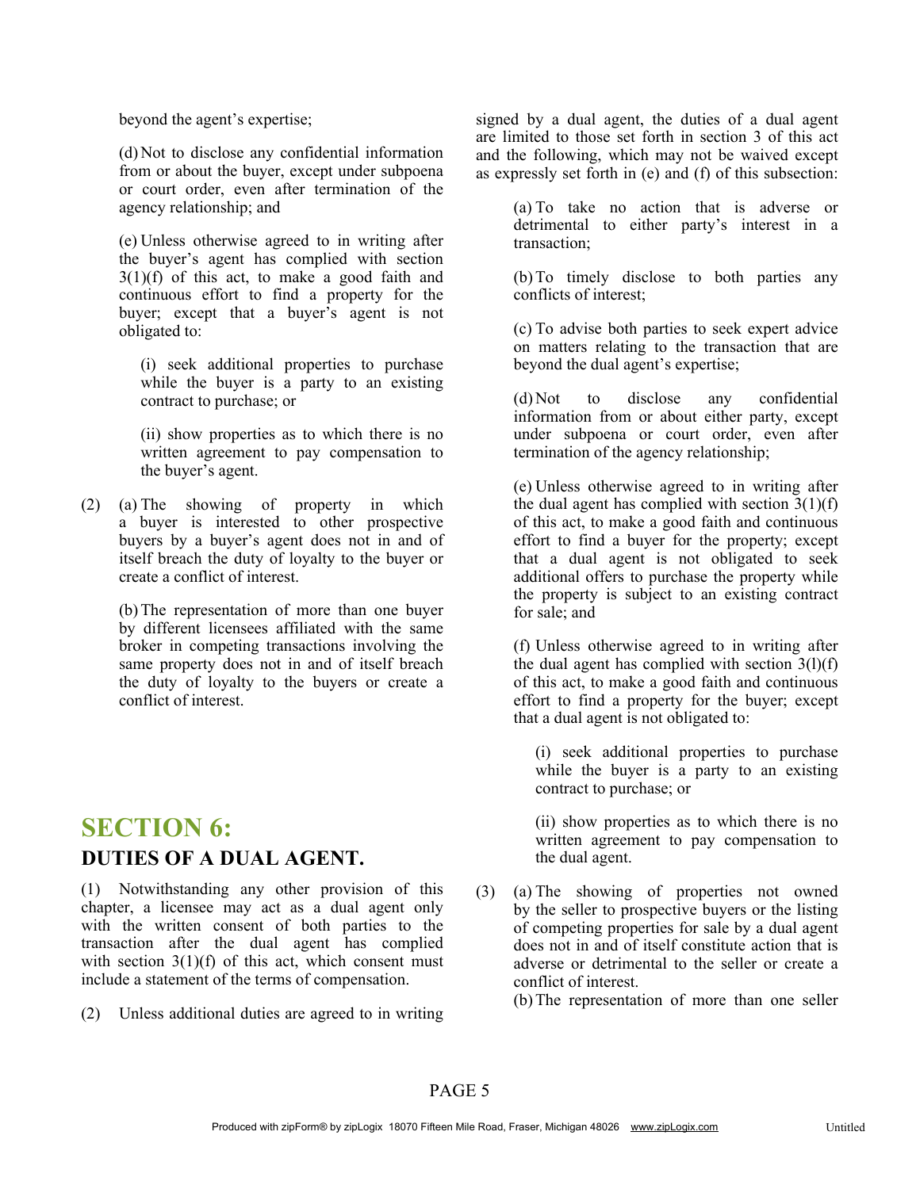beyond the agent's expertise;

(d) Not to disclose any confidential information from or about the buyer, except under subpoena or court order, even after termination of the agency relationship; and

(e) Unless otherwise agreed to in writing after the buyer's agent has complied with section 3(1)(f) of this act, to make a good faith and continuous effort to find a property for the buyer; except that a buyer's agent is not obligated to:

(i) seek additional properties to purchase while the buyer is a party to an existing contract to purchase; or

(ii) show properties as to which there is no written agreement to pay compensation to the buyer's agent.

(2) (a) The showing of property in which a buyer is interested to other prospective buyers by a buyer's agent does not in and of itself breach the duty of loyalty to the buyer or create a conflict of interest.

(b) The representation of more than one buyer by different licensees affiliated with the same broker in competing transactions involving the same property does not in and of itself breach the duty of loyalty to the buyers or create a conflict of interest.

## SECTION 6:

### DUTIES OF A DUAL AGENT.

(1) Notwithstanding any other provision of this chapter, a licensee may act as a dual agent only with the written consent of both parties to the transaction after the dual agent has complied with section 3(1)(f) of this act, which consent must include a statement of the terms of compensation.

(2) Unless additional duties are agreed to in writing signed by a dual agent, the duties of a dual agent are limited to those set forth in section 3 of this act and the following, which may not be waived except as expressly set forth in (e) and (f) of this subsection:

(a) To take no action that is adverse or detrimental to either party's interest in a transaction;

(b) To timely disclose to both parties any conflicts of interest;

(c) To advise both parties to seek expert advice on matters relating to the transaction that are beyond the dual agent's expertise;

(d) Not to disclose any confidential information from or about either party, except under subpoena or court order, even after termination of the agency relationship;

(e) Unless otherwise agreed to in writing after the dual agent has complied with section 3(1)(f) of this act, to make a good faith and continuous effort to find a buyer for the property; except that a dual agent is not obligated to seek additional offers to purchase the property while the property is subject to an existing contract for sale; and

(f) Unless otherwise agreed to in writing after the dual agent has complied with section 3(l)(f) of this act, to make a good faith and continuous effort to find a property for the buyer; except that a dual agent is not obligated to:

(i) seek additional properties to purchase while the buyer is a party to an existing contract to purchase; or

(ii) show properties as to which there is no written agreement to pay compensation to the dual agent.

(3) (a) The showing of properties not owned by the seller to prospective buyers or the listing of competing properties for sale by a dual agent does not in and of itself constitute action that is adverse or detrimental to the seller or create a conflict of interest.

(b) The representation of more than one seller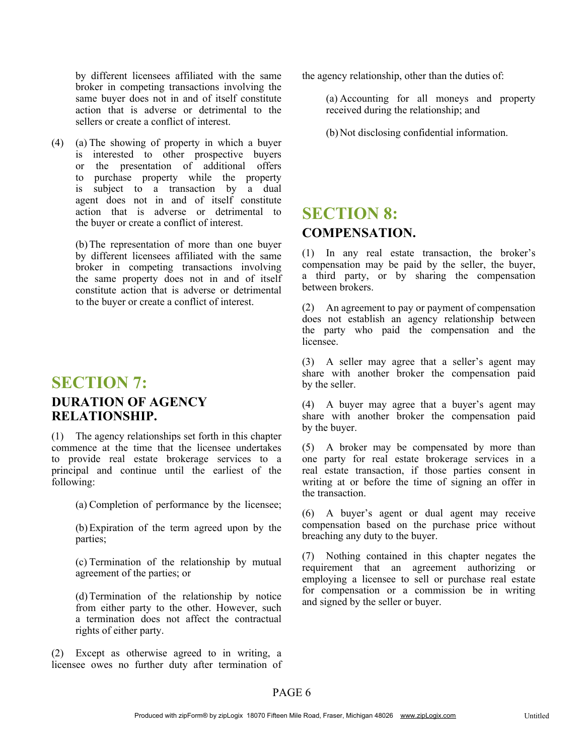by different licensees affiliated with the same broker in competing transactions involving the same buyer does not in and of itself constitute action that is adverse or detrimental to the sellers or create a conflict of interest.

(4) (a) The showing of property in which a buyer is interested to other prospective buyers or the presentation of additional offers to purchase property while the property is subject to a transaction by a dual agent does not in and of itself constitute action that is adverse or detrimental to the buyer or create a conflict of interest.

(b) The representation of more than one buyer by different licensees affiliated with the same broker in competing transactions involving the same property does not in and of itself constitute action that is adverse or detrimental to the buyer or create a conflict of interest.

## SECTION 7:
### DURATION OF AGENCY RELATIONSHIP.

(1) The agency relationships set forth in this chapter commence at the time that the licensee undertakes to provide real estate brokerage services to a principal and continue until the earliest of the following:

(a) Completion of performance by the licensee;

(b) Expiration of the term agreed upon by the parties;

(c) Termination of the relationship by mutual agreement of the parties; or

(d) Termination of the relationship by notice from either party to the other. However, such a termination does not affect the contractual rights of either party.

(2) Except as otherwise agreed to in writing, a licensee owes no further duty after termination of the agency relationship, other than the duties of:

(a) Accounting for all moneys and property received during the relationship; and

(b) Not disclosing confidential information.

## SECTION 8:
### COMPENSATION.

(1) In any real estate transaction, the broker's compensation may be paid by the seller, the buyer, a third party, or by sharing the compensation between brokers.

(2) An agreement to pay or payment of compensation does not establish an agency relationship between the party who paid the compensation and the licensee.

(3) A seller may agree that a seller's agent may share with another broker the compensation paid by the seller.

(4) A buyer may agree that a buyer's agent may share with another broker the compensation paid by the buyer.

(5) A broker may be compensated by more than one party for real estate brokerage services in a real estate transaction, if those parties consent in writing at or before the time of signing an offer in the transaction.

(6) A buyer's agent or dual agent may receive compensation based on the purchase price without breaching any duty to the buyer.

(7) Nothing contained in this chapter negates the requirement that an agreement authorizing or employing a licensee to sell or purchase real estate for compensation or a commission be in writing and signed by the seller or buyer.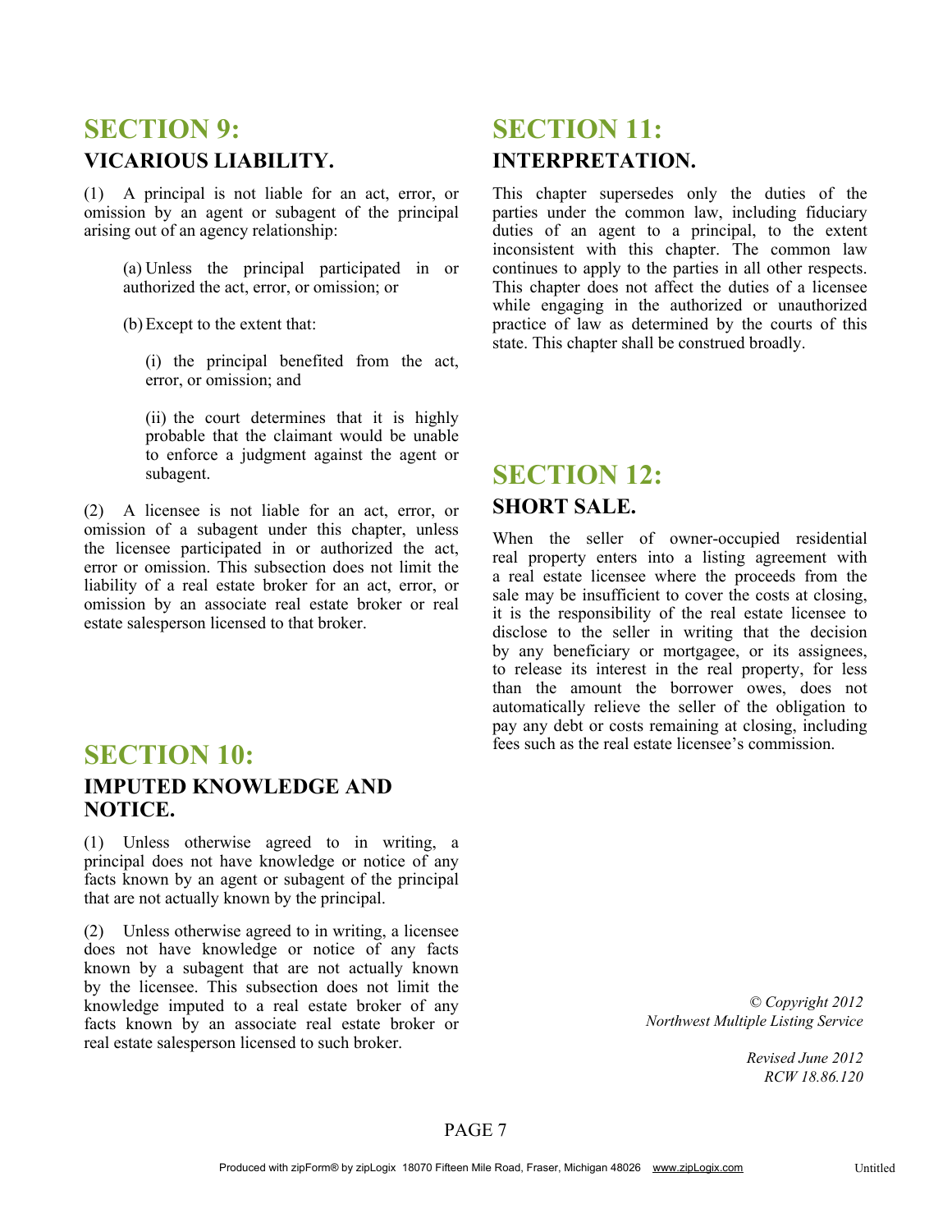## SECTION 9:

### VICARIOUS LIABILITY.

(1) A principal is not liable for an act, error, or omission by an agent or subagent of the principal arising out of an agency relationship:

(a) Unless the principal participated in or authorized the act, error, or omission; or

(b) Except to the extent that:

(i) the principal benefited from the act, error, or omission; and

(ii) the court determines that it is highly probable that the claimant would be unable to enforce a judgment against the agent or subagent.

(2) A licensee is not liable for an act, error, or omission of a subagent under this chapter, unless the licensee participated in or authorized the act, error or omission. This subsection does not limit the liability of a real estate broker for an act, error, or omission by an associate real estate broker or real estate salesperson licensed to that broker.

## SECTION 10:

### IMPUTED KNOWLEDGE AND NOTICE.

(1) Unless otherwise agreed to in writing, a principal does not have knowledge or notice of any facts known by an agent or subagent of the principal that are not actually known by the principal.

(2) Unless otherwise agreed to in writing, a licensee does not have knowledge or notice of any facts known by a subagent that are not actually known by the licensee. This subsection does not limit the knowledge imputed to a real estate broker of any facts known by an associate real estate broker or real estate salesperson licensed to such broker.

## SECTION 11:

### INTERPRETATION.

This chapter supersedes only the duties of the parties under the common law, including fiduciary duties of an agent to a principal, to the extent inconsistent with this chapter. The common law continues to apply to the parties in all other respects. This chapter does not affect the duties of a licensee while engaging in the authorized or unauthorized practice of law as determined by the courts of this state. This chapter shall be construed broadly.

## SECTION 12:

### SHORT SALE.

When the seller of owner-occupied residential real property enters into a listing agreement with a real estate licensee where the proceeds from the sale may be insufficient to cover the costs at closing, it is the responsibility of the real estate licensee to disclose to the seller in writing that the decision by any beneficiary or mortgagee, or its assignees, to release its interest in the real property, for less than the amount the borrower owes, does not automatically relieve the seller of the obligation to pay any debt or costs remaining at closing, including fees such as the real estate licensee's commission.

*© Copyright 2012*
*Northwest Multiple Listing Service*

*Revised June 2012*
*RCW 18.86.120*